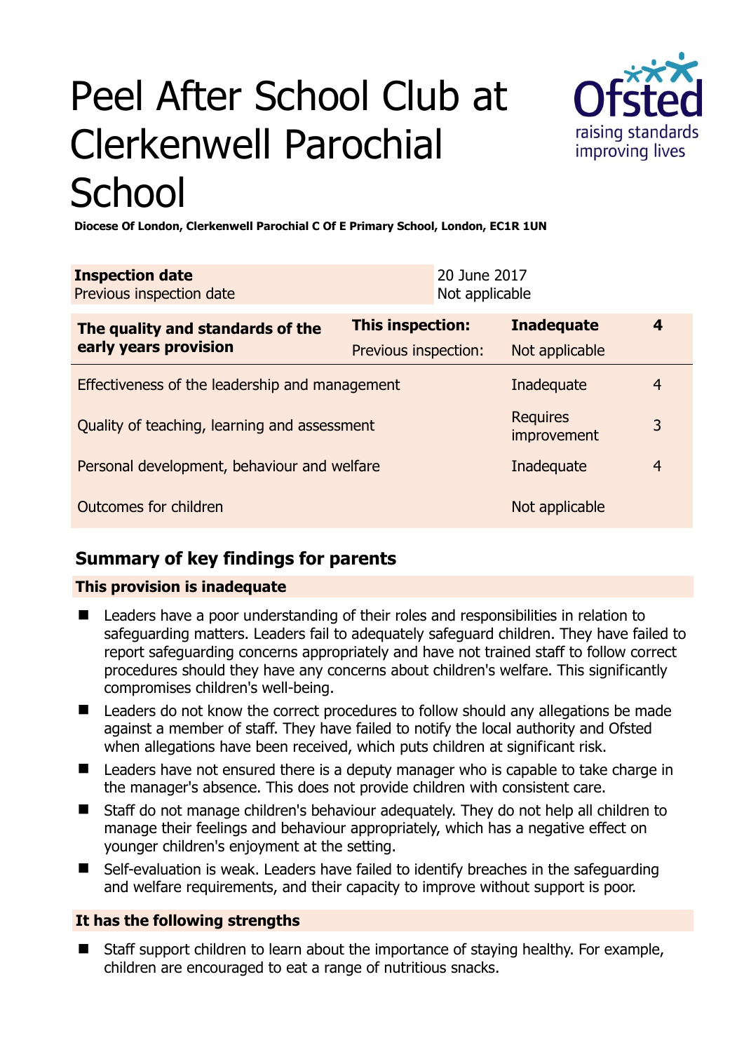# Peel After School Club at Clerkenwell Parochial School

**Diocese Of London, Clerkenwell Parochial C Of E Primary School, London, EC1R 1UN**

| **Inspection date** | 20 June 2017 |
|---|---|
| Previous inspection date | Not applicable |

| **The quality and standards of the early years provision** | **This inspection:** | **Inadequate** | **4** |
|---|---|---|---|
| | Previous inspection: | Not applicable | |
| Effectiveness of the leadership and management | | Inadequate | 4 |
| Quality of teaching, learning and assessment | | Requires improvement | 3 |
| Personal development, behaviour and welfare | | Inadequate | 4 |
| Outcomes for children | | Not applicable | |

## Summary of key findings for parents

### This provision is inadequate

- Leaders have a poor understanding of their roles and responsibilities in relation to safeguarding matters. Leaders fail to adequately safeguard children. They have failed to report safeguarding concerns appropriately and have not trained staff to follow correct procedures should they have any concerns about children's welfare. This significantly compromises children's well-being.
- Leaders do not know the correct procedures to follow should any allegations be made against a member of staff. They have failed to notify the local authority and Ofsted when allegations have been received, which puts children at significant risk.
- Leaders have not ensured there is a deputy manager who is capable to take charge in the manager's absence. This does not provide children with consistent care.
- Staff do not manage children's behaviour adequately. They do not help all children to manage their feelings and behaviour appropriately, which has a negative effect on younger children's enjoyment at the setting.
- Self-evaluation is weak. Leaders have failed to identify breaches in the safeguarding and welfare requirements, and their capacity to improve without support is poor.

### It has the following strengths

- Staff support children to learn about the importance of staying healthy. For example, children are encouraged to eat a range of nutritious snacks.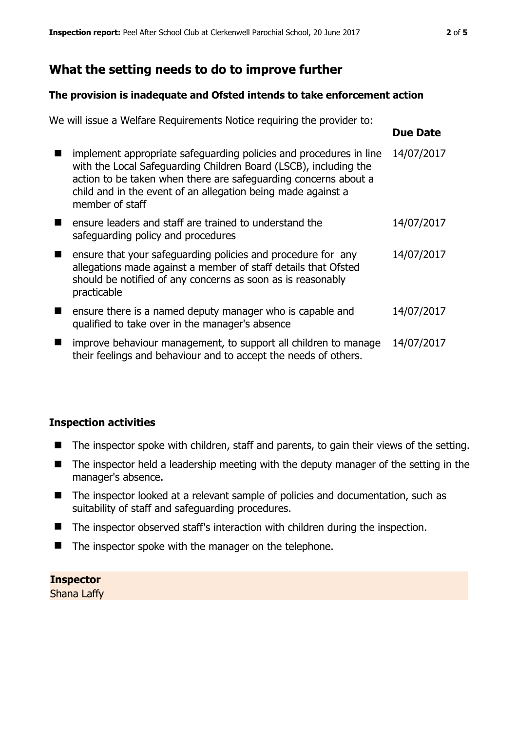## What the setting needs to do to improve further

### The provision is inadequate and Ofsted intends to take enforcement action

We will issue a Welfare Requirements Notice requiring the provider to:

| | Due Date |
|---|---|
| implement appropriate safeguarding policies and procedures in line with the Local Safeguarding Children Board (LSCB), including the action to be taken when there are safeguarding concerns about a child and in the event of an allegation being made against a member of staff | 14/07/2017 |
| ensure leaders and staff are trained to understand the safeguarding policy and procedures | 14/07/2017 |
| ensure that your safeguarding policies and procedure for any allegations made against a member of staff details that Ofsted should be notified of any concerns as soon as is reasonably practicable | 14/07/2017 |
| ensure there is a named deputy manager who is capable and qualified to take over in the manager's absence | 14/07/2017 |
| improve behaviour management, to support all children to manage their feelings and behaviour and to accept the needs of others. | 14/07/2017 |

### Inspection activities

- The inspector spoke with children, staff and parents, to gain their views of the setting.
- The inspector held a leadership meeting with the deputy manager of the setting in the manager's absence.
- The inspector looked at a relevant sample of policies and documentation, such as suitability of staff and safeguarding procedures.
- The inspector observed staff's interaction with children during the inspection.
- The inspector spoke with the manager on the telephone.

**Inspector**
Shana Laffy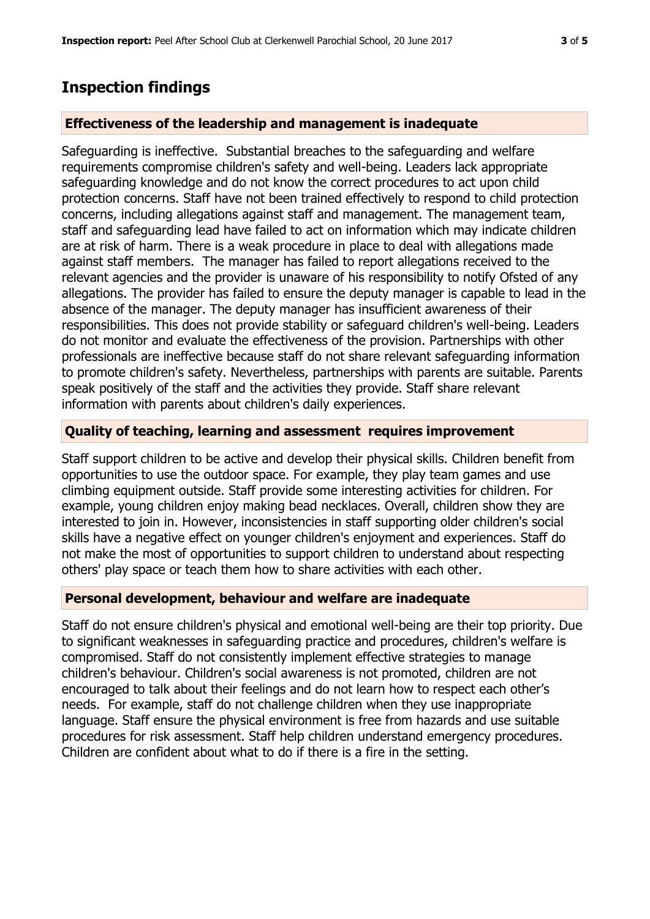## Inspection findings

### Effectiveness of the leadership and management is inadequate

Safeguarding is ineffective.  Substantial breaches to the safeguarding and welfare requirements compromise children's safety and well-being. Leaders lack appropriate safeguarding knowledge and do not know the correct procedures to act upon child protection concerns. Staff have not been trained effectively to respond to child protection concerns, including allegations against staff and management. The management team, staff and safeguarding lead have failed to act on information which may indicate children are at risk of harm. There is a weak procedure in place to deal with allegations made against staff members.  The manager has failed to report allegations received to the relevant agencies and the provider is unaware of his responsibility to notify Ofsted of any allegations. The provider has failed to ensure the deputy manager is capable to lead in the absence of the manager. The deputy manager has insufficient awareness of their responsibilities. This does not provide stability or safeguard children's well-being. Leaders do not monitor and evaluate the effectiveness of the provision. Partnerships with other professionals are ineffective because staff do not share relevant safeguarding information to promote children's safety. Nevertheless, partnerships with parents are suitable. Parents speak positively of the staff and the activities they provide. Staff share relevant information with parents about children's daily experiences.

### Quality of teaching, learning and assessment  requires improvement

Staff support children to be active and develop their physical skills. Children benefit from opportunities to use the outdoor space. For example, they play team games and use climbing equipment outside. Staff provide some interesting activities for children. For example, young children enjoy making bead necklaces. Overall, children show they are interested to join in. However, inconsistencies in staff supporting older children's social skills have a negative effect on younger children's enjoyment and experiences. Staff do not make the most of opportunities to support children to understand about respecting others' play space or teach them how to share activities with each other.

### Personal development, behaviour and welfare are inadequate

Staff do not ensure children's physical and emotional well-being are their top priority. Due to significant weaknesses in safeguarding practice and procedures, children's welfare is compromised. Staff do not consistently implement effective strategies to manage children's behaviour. Children's social awareness is not promoted, children are not encouraged to talk about their feelings and do not learn how to respect each other's needs.  For example, staff do not challenge children when they use inappropriate language. Staff ensure the physical environment is free from hazards and use suitable procedures for risk assessment. Staff help children understand emergency procedures. Children are confident about what to do if there is a fire in the setting.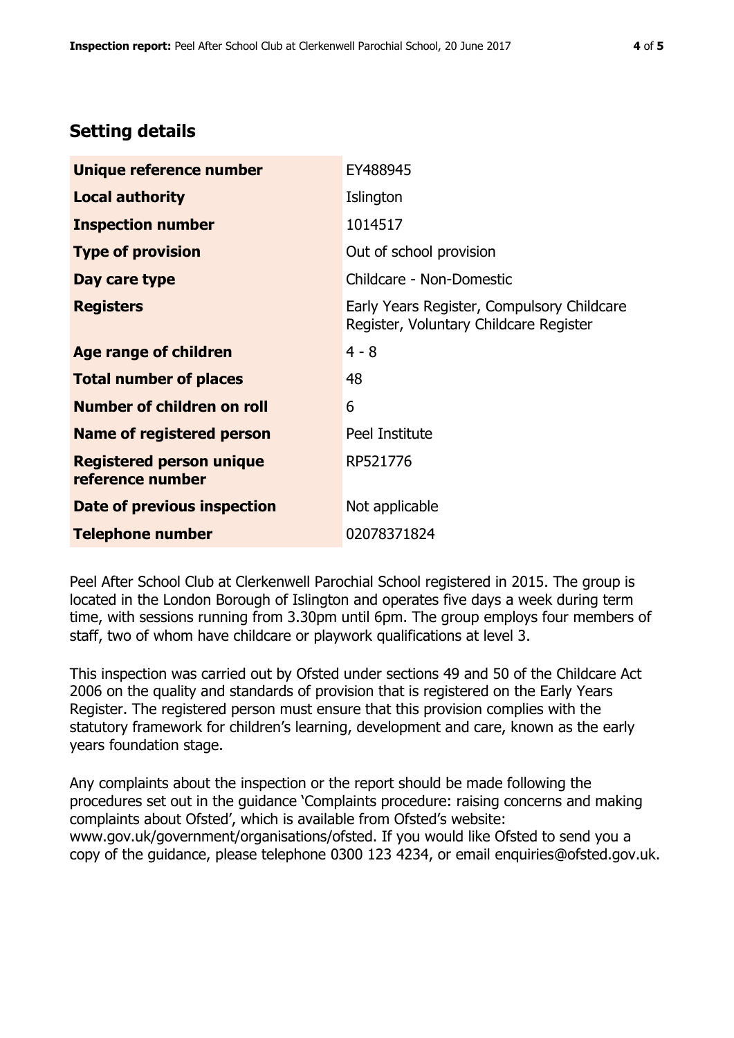## Setting details

| | |
|---|---|
| **Unique reference number** | EY488945 |
| **Local authority** | Islington |
| **Inspection number** | 1014517 |
| **Type of provision** | Out of school provision |
| **Day care type** | Childcare - Non-Domestic |
| **Registers** | Early Years Register, Compulsory Childcare Register, Voluntary Childcare Register |
| **Age range of children** | 4 - 8 |
| **Total number of places** | 48 |
| **Number of children on roll** | 6 |
| **Name of registered person** | Peel Institute |
| **Registered person unique reference number** | RP521776 |
| **Date of previous inspection** | Not applicable |
| **Telephone number** | 02078371824 |

Peel After School Club at Clerkenwell Parochial School registered in 2015. The group is located in the London Borough of Islington and operates five days a week during term time, with sessions running from 3.30pm until 6pm. The group employs four members of staff, two of whom have childcare or playwork qualifications at level 3.

This inspection was carried out by Ofsted under sections 49 and 50 of the Childcare Act 2006 on the quality and standards of provision that is registered on the Early Years Register. The registered person must ensure that this provision complies with the statutory framework for children's learning, development and care, known as the early years foundation stage.

Any complaints about the inspection or the report should be made following the procedures set out in the guidance 'Complaints procedure: raising concerns and making complaints about Ofsted', which is available from Ofsted's website: www.gov.uk/government/organisations/ofsted. If you would like Ofsted to send you a copy of the guidance, please telephone 0300 123 4234, or email enquiries@ofsted.gov.uk.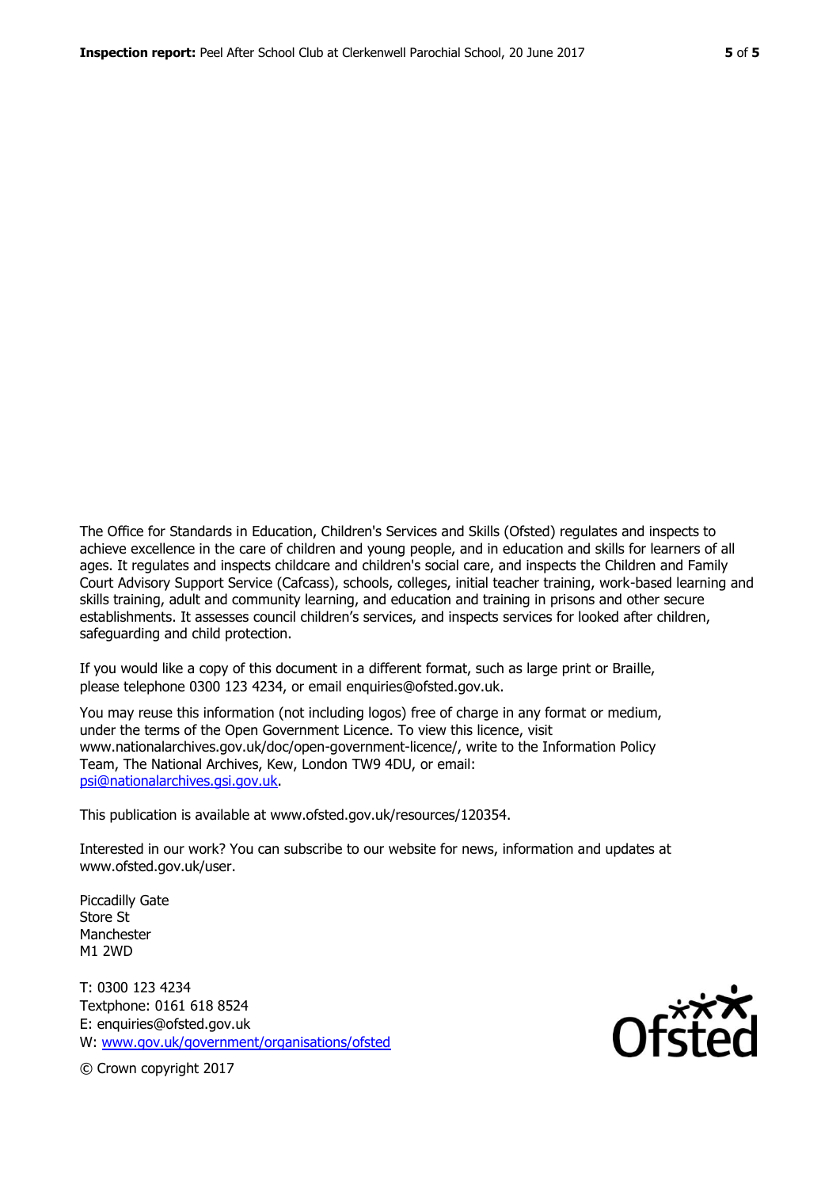The Office for Standards in Education, Children's Services and Skills (Ofsted) regulates and inspects to achieve excellence in the care of children and young people, and in education and skills for learners of all ages. It regulates and inspects childcare and children's social care, and inspects the Children and Family Court Advisory Support Service (Cafcass), schools, colleges, initial teacher training, work-based learning and skills training, adult and community learning, and education and training in prisons and other secure establishments. It assesses council children's services, and inspects services for looked after children, safeguarding and child protection.

If you would like a copy of this document in a different format, such as large print or Braille, please telephone 0300 123 4234, or email enquiries@ofsted.gov.uk.

You may reuse this information (not including logos) free of charge in any format or medium, under the terms of the Open Government Licence. To view this licence, visit www.nationalarchives.gov.uk/doc/open-government-licence/, write to the Information Policy Team, The National Archives, Kew, London TW9 4DU, or email: psi@nationalarchives.gsi.gov.uk.

This publication is available at www.ofsted.gov.uk/resources/120354.

Interested in our work? You can subscribe to our website for news, information and updates at www.ofsted.gov.uk/user.

Piccadilly Gate
Store St
Manchester
M1 2WD

T: 0300 123 4234
Textphone: 0161 618 8524
E: enquiries@ofsted.gov.uk
W: www.gov.uk/government/organisations/ofsted

© Crown copyright 2017